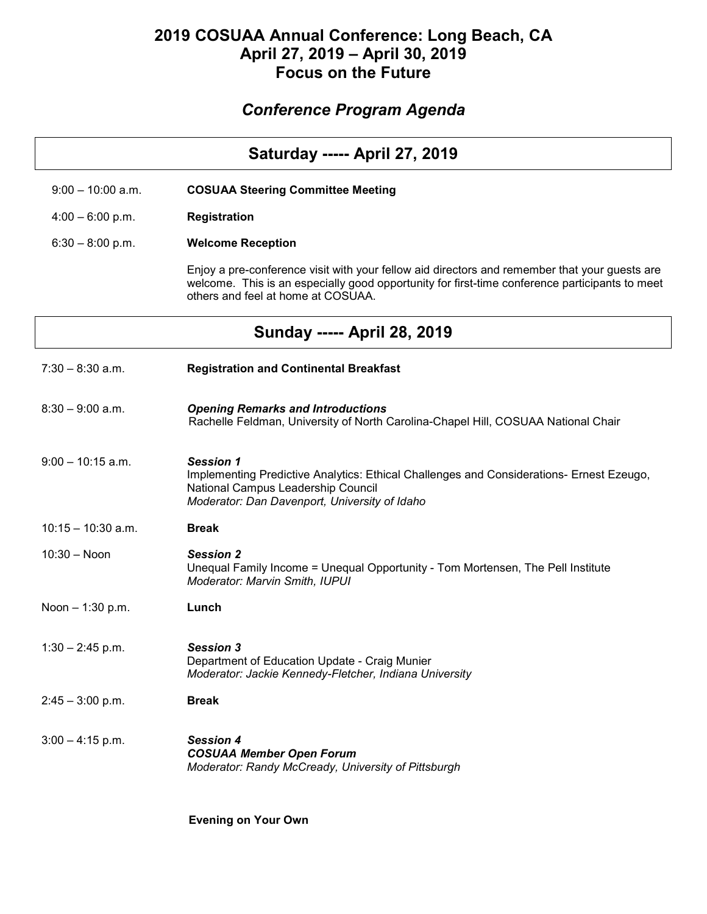# 2019 COSUAA Annual Conference: Long Beach, CA
# April 27, 2019 – April 30, 2019
# Focus on the Future

## *Conference Program Agenda*

## Saturday ----- April 27, 2019

| | |
|---|---|
| 9:00 – 10:00 a.m. | **COSUAA Steering Committee Meeting** |
| 4:00 – 6:00 p.m. | **Registration** |
| 6:30 – 8:00 p.m. | **Welcome Reception**<br>Enjoy a pre-conference visit with your fellow aid directors and remember that your guests are welcome. This is an especially good opportunity for first-time conference participants to meet others and feel at home at COSUAA. |

## Sunday ----- April 28, 2019

| | |
|---|---|
| 7:30 – 8:30 a.m. | **Registration and Continental Breakfast** |
| 8:30 – 9:00 a.m. | ***Opening Remarks and Introductions***<br>Rachelle Feldman, University of North Carolina-Chapel Hill, COSUAA National Chair |
| 9:00 – 10:15 a.m. | ***Session 1***<br>Implementing Predictive Analytics: Ethical Challenges and Considerations- Ernest Ezeugo, National Campus Leadership Council<br>*Moderator: Dan Davenport, University of Idaho* |
| 10:15 – 10:30 a.m. | **Break** |
| 10:30 – Noon | ***Session 2***<br>Unequal Family Income = Unequal Opportunity - Tom Mortensen, The Pell Institute<br>*Moderator: Marvin Smith, IUPUI* |
| Noon – 1:30 p.m. | **Lunch** |
| 1:30 – 2:45 p.m. | ***Session 3***<br>Department of Education Update - Craig Munier<br>*Moderator: Jackie Kennedy-Fletcher, Indiana University* |
| 2:45 – 3:00 p.m. | **Break** |
| 3:00 – 4:15 p.m. | ***Session 4***<br>***COSUAA Member Open Forum***<br>*Moderator: Randy McCready, University of Pittsburgh* |
| | **Evening on Your Own** |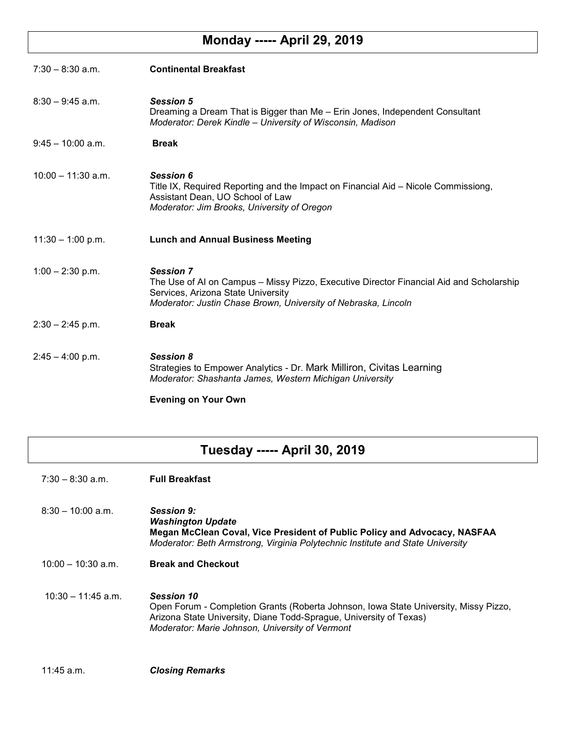## Monday ----- April 29, 2019

7:30 – 8:30 a.m. **Continental Breakfast**

8:30 – 9:45 a.m. ***Session 5***
Dreaming a Dream That is Bigger than Me – Erin Jones, Independent Consultant
*Moderator: Derek Kindle – University of Wisconsin, Madison*

9:45 – 10:00 a.m. **Break**

10:00 – 11:30 a.m. ***Session 6***
Title IX, Required Reporting and the Impact on Financial Aid – Nicole Commissiong, Assistant Dean, UO School of Law
*Moderator: Jim Brooks, University of Oregon*

11:30 – 1:00 p.m. **Lunch and Annual Business Meeting**

1:00 – 2:30 p.m. ***Session 7***
The Use of AI on Campus – Missy Pizzo, Executive Director Financial Aid and Scholarship Services, Arizona State University
*Moderator: Justin Chase Brown, University of Nebraska, Lincoln*

2:30 – 2:45 p.m. **Break**

2:45 – 4:00 p.m. ***Session 8***
Strategies to Empower Analytics - Dr. Mark Milliron, Civitas Learning
*Moderator: Shashanta James, Western Michigan University*

**Evening on Your Own**

## Tuesday ----- April 30, 2019

7:30 – 8:30 a.m. **Full Breakfast**

8:30 – 10:00 a.m. ***Session 9:***
***Washington Update***
**Megan McClean Coval, Vice President of Public Policy and Advocacy, NASFAA**
*Moderator: Beth Armstrong, Virginia Polytechnic Institute and State University*

10:00 – 10:30 a.m. **Break and Checkout**

10:30 – 11:45 a.m. ***Session 10***
Open Forum - Completion Grants (Roberta Johnson, Iowa State University, Missy Pizzo, Arizona State University, Diane Todd-Sprague, University of Texas)
*Moderator: Marie Johnson, University of Vermont*

11:45 a.m. ***Closing Remarks***